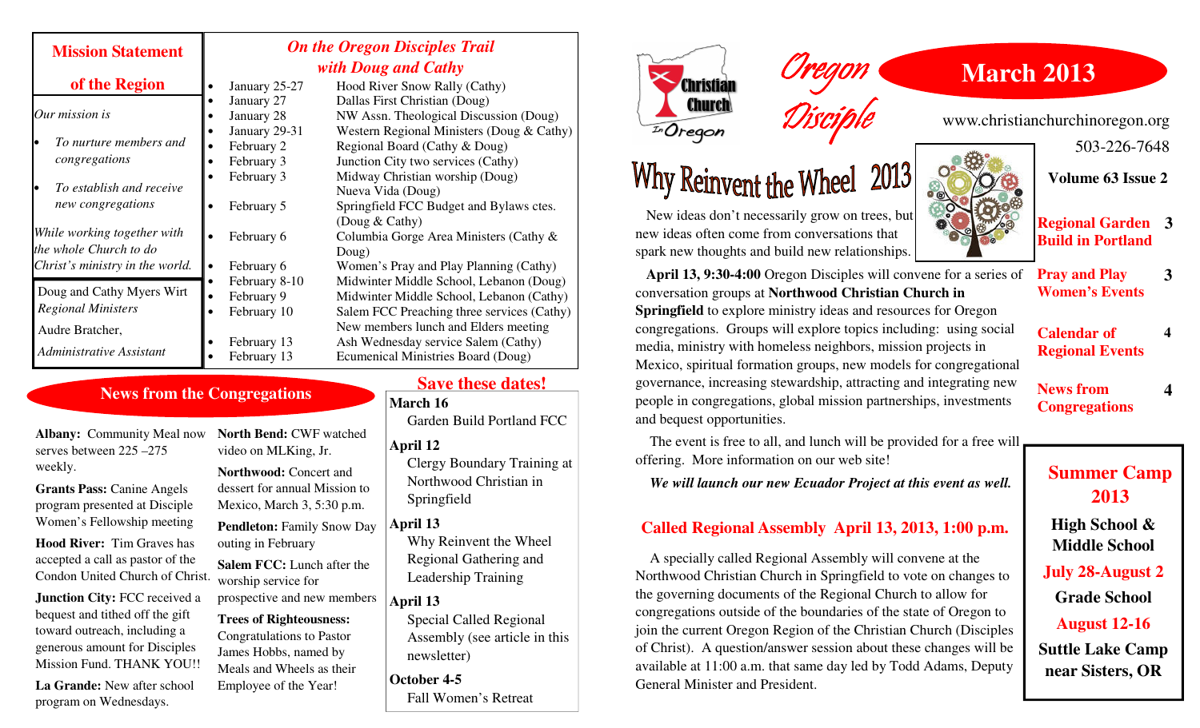## Mission Statement of the Region

*Our mission is*

- *To nurture members and congregations*
- *To establish and receive new congregations*

*While working together with the whole Church to do Christ's ministry in the world.*

Doug and Cathy Myers Wirt
*Regional Ministers*

Audre Bratcher,
*Administrative Assistant*

## *On the Oregon Disciples Trail with Doug and Cathy*

- January 25-27 — Hood River Snow Rally (Cathy)
- January 27 — Dallas First Christian (Doug)
- January 28 — NW Assn. Theological Discussion (Doug)
- January 29-31 — Western Regional Ministers (Doug & Cathy)
- February 2 — Regional Board (Cathy & Doug)
- February 3 — Junction City two services (Cathy)
- February 3 — Midway Christian worship (Doug) Nueva Vida (Doug)
- February 5 — Springfield FCC Budget and Bylaws ctes. (Doug & Cathy)
- February 6 — Columbia Gorge Area Ministers (Cathy & Doug)
- February 6 — Women's Pray and Play Planning (Cathy)
- February 8-10 — Midwinter Middle School, Lebanon (Doug)
- February 9 — Midwinter Middle School, Lebanon (Cathy)
- February 10 — Salem FCC Preaching three services (Cathy) New members lunch and Elders meeting
- February 13 — Ash Wednesday service Salem (Cathy)
- February 13 — Ecumenical Ministries Board (Doug)

## News from the Congregations

**Albany:** Community Meal now serves between 225 –275 weekly.

**Grants Pass:** Canine Angels program presented at Disciple Women's Fellowship meeting

**Hood River:** Tim Graves has accepted a call as pastor of the Condon United Church of Christ.

**Junction City:** FCC received a bequest and tithed off the gift toward outreach, including a generous amount for Disciples Mission Fund. THANK YOU!!

**La Grande:** New after school program on Wednesdays.

**North Bend:** CWF watched video on MLKing, Jr.

**Northwood:** Concert and dessert for annual Mission to Mexico, March 3, 5:30 p.m.

**Pendleton:** Family Snow Day outing in February

**Salem FCC:** Lunch after the worship service for prospective and new members

**Trees of Righteousness:** Congratulations to Pastor James Hobbs, named by Meals and Wheels as their Employee of the Year!

## Save these dates!

**March 16**
Garden Build Portland FCC

**April 12**
Clergy Boundary Training at Northwood Christian in Springfield

**April 13**
Why Reinvent the Wheel Regional Gathering and Leadership Training

**April 13**
Special Called Regional Assembly (see article in this newsletter)

**October 4-5**
Fall Women's Retreat

# Oregon Disciple

**March 2013**

www.christianchurchinoregon.org

503-226-7648

**Volume 63 Issue 2**

| | |
|---|---|
| **Regional Garden Build in Portland** | **3** |
| **Pray and Play Women's Events** | **3** |
| **Calendar of Regional Events** | **4** |
| **News from Congregations** | **4** |

## Why Reinvent the Wheel 2013

New ideas don't necessarily grow on trees, but new ideas often come from conversations that spark new thoughts and build new relationships.

**April 13, 9:30-4:00** Oregon Disciples will convene for a series of conversation groups at **Northwood Christian Church in Springfield** to explore ministry ideas and resources for Oregon congregations. Groups will explore topics including: using social media, ministry with homeless neighbors, mission projects in Mexico, spiritual formation groups, new models for congregational governance, increasing stewardship, attracting and integrating new people in congregations, global mission partnerships, investments and bequest opportunities.

The event is free to all, and lunch will be provided for a free will offering. More information on our web site!

***We will launch our new Ecuador Project at this event as well.***

## Called Regional Assembly April 13, 2013, 1:00 p.m.

A specially called Regional Assembly will convene at the Northwood Christian Church in Springfield to vote on changes to the governing documents of the Regional Church to allow for congregations outside of the boundaries of the state of Oregon to join the current Oregon Region of the Christian Church (Disciples of Christ). A question/answer session about these changes will be available at 11:00 a.m. that same day led by Todd Adams, Deputy General Minister and President.

## Summer Camp 2013

**High School & Middle School**
**July 28-August 2**

**Grade School**
**August 12-16**

**Suttle Lake Camp near Sisters, OR**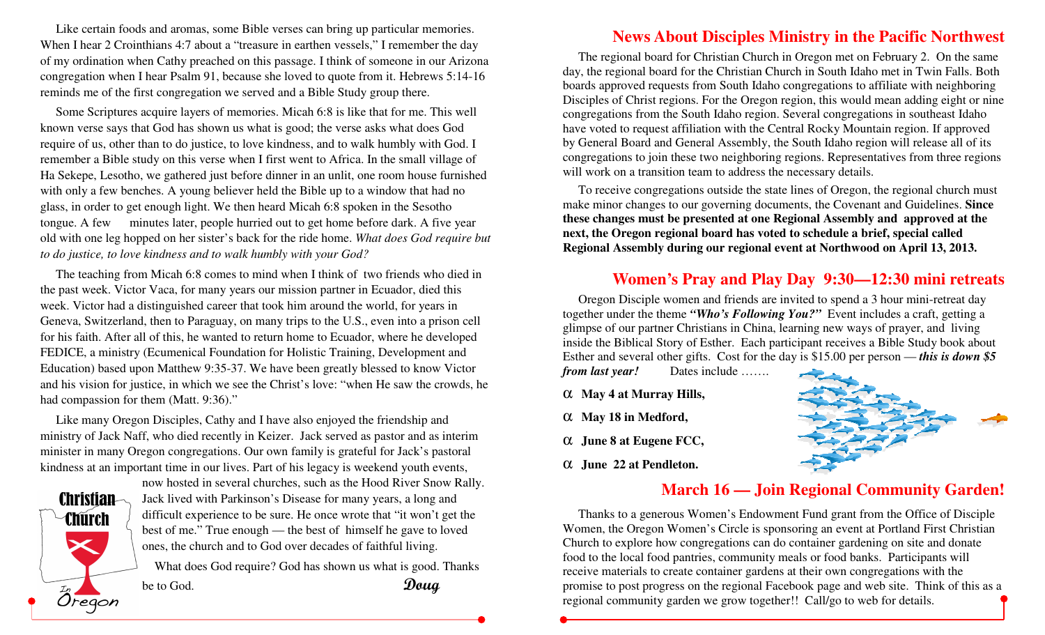Like certain foods and aromas, some Bible verses can bring up particular memories. When I hear 2 Crointhians 4:7 about a "treasure in earthen vessels," I remember the day of my ordination when Cathy preached on this passage. I think of someone in our Arizona congregation when I hear Psalm 91, because she loved to quote from it. Hebrews 5:14-16 reminds me of the first congregation we served and a Bible Study group there.

Some Scriptures acquire layers of memories. Micah 6:8 is like that for me. This well known verse says that God has shown us what is good; the verse asks what does God require of us, other than to do justice, to love kindness, and to walk humbly with God. I remember a Bible study on this verse when I first went to Africa. In the small village of Ha Sekepe, Lesotho, we gathered just before dinner in an unlit, one room house furnished with only a few benches. A young believer held the Bible up to a window that had no glass, in order to get enough light. We then heard Micah 6:8 spoken in the Sesotho tongue. A few minutes later, people hurried out to get home before dark. A five year old with one leg hopped on her sister's back for the ride home. *What does God require but to do justice, to love kindness and to walk humbly with your God?*

The teaching from Micah 6:8 comes to mind when I think of two friends who died in the past week. Victor Vaca, for many years our mission partner in Ecuador, died this week. Victor had a distinguished career that took him around the world, for years in Geneva, Switzerland, then to Paraguay, on many trips to the U.S., even into a prison cell for his faith. After all of this, he wanted to return home to Ecuador, where he developed FEDICE, a ministry (Ecumenical Foundation for Holistic Training, Development and Education) based upon Matthew 9:35-37. We have been greatly blessed to know Victor and his vision for justice, in which we see the Christ's love: "when He saw the crowds, he had compassion for them (Matt. 9:36)."

Like many Oregon Disciples, Cathy and I have also enjoyed the friendship and ministry of Jack Naff, who died recently in Keizer. Jack served as pastor and as interim minister in many Oregon congregations. Our own family is grateful for Jack's pastoral kindness at an important time in our lives. Part of his legacy is weekend youth events, now hosted in several churches, such as the Hood River Snow Rally. Jack lived with Parkinson's Disease for many years, a long and difficult experience to be sure. He once wrote that "it won't get the best of me." True enough — the best of himself he gave to loved ones, the church and to God over decades of faithful living.

What does God require? God has shown us what is good. Thanks be to God.

**Doug**

Christian Church In Oregon

## News About Disciples Ministry in the Pacific Northwest

The regional board for Christian Church in Oregon met on February 2. On the same day, the regional board for the Christian Church in South Idaho met in Twin Falls. Both boards approved requests from South Idaho congregations to affiliate with neighboring Disciples of Christ regions. For the Oregon region, this would mean adding eight or nine congregations from the South Idaho region. Several congregations in southeast Idaho have voted to request affiliation with the Central Rocky Mountain region. If approved by General Board and General Assembly, the South Idaho region will release all of its congregations to join these two neighboring regions. Representatives from three regions will work on a transition team to address the necessary details.

To receive congregations outside the state lines of Oregon, the regional church must make minor changes to our governing documents, the Covenant and Guidelines. **Since these changes must be presented at one Regional Assembly and approved at the next, the Oregon regional board has voted to schedule a brief, special called Regional Assembly during our regional event at Northwood on April 13, 2013.**

## Women's Pray and Play Day 9:30—12:30 mini retreats

Oregon Disciple women and friends are invited to spend a 3 hour mini-retreat day together under the theme ***"Who's Following You?"*** Event includes a craft, getting a glimpse of our partner Christians in China, learning new ways of prayer, and living inside the Biblical Story of Esther. Each participant receives a Bible Study book about Esther and several other gifts. Cost for the day is $15.00 per person — ***this is down $5 from last year!*** Dates include …….

- **May 4 at Murray Hills,**
- **May 18 in Medford,**
- **June 8 at Eugene FCC,**
- **June 22 at Pendleton.**

## March 16 — Join Regional Community Garden!

Thanks to a generous Women's Endowment Fund grant from the Office of Disciple Women, the Oregon Women's Circle is sponsoring an event at Portland First Christian Church to explore how congregations can do container gardening on site and donate food to the local food pantries, community meals or food banks. Participants will receive materials to create container gardens at their own congregations with the promise to post progress on the regional Facebook page and web site. Think of this as a regional community garden we grow together!! Call/go to web for details.